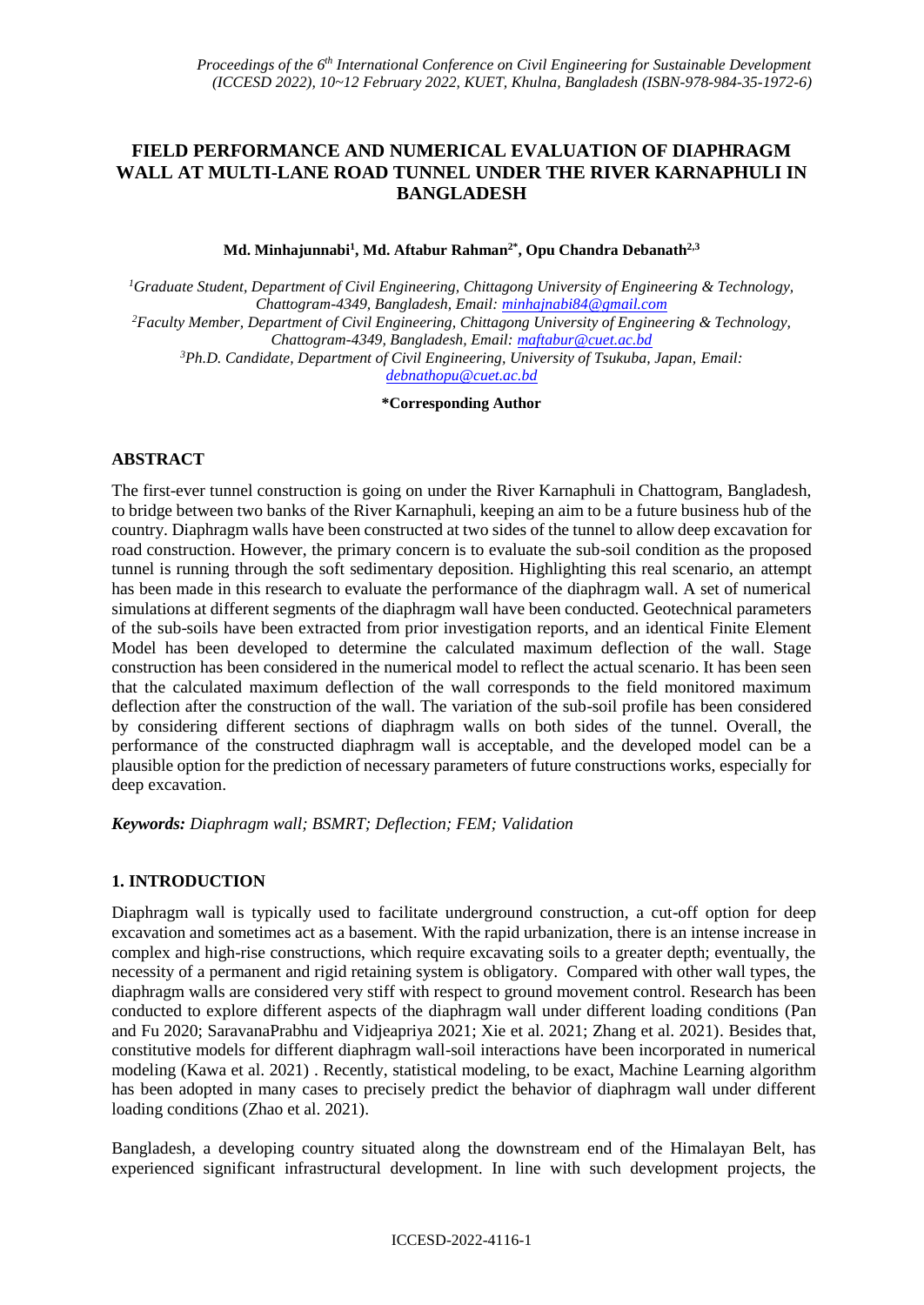# FIELD PERFORMANCE AND NUMERICAL EVALUATION OF DIAPHRAGM WALL AT MULTI-LANE ROAD TUNNEL UNDER THE RIVER KARNAPHULI IN BANGLADESH

**Md. Minhajunnabi[1], Md. Aftabur Rahman[2*], Opu Chandra Debanath[2,3]**

[1]*Graduate Student, Department of Civil Engineering, Chittagong University of Engineering & Technology, Chattogram-4349, Bangladesh, Email: minhajnabi84@gmail.com*

[2]*Faculty Member, Department of Civil Engineering, Chittagong University of Engineering & Technology, Chattogram-4349, Bangladesh, Email: maftabur@cuet.ac.bd*

[3]*Ph.D. Candidate, Department of Civil Engineering, University of Tsukuba, Japan, Email: debnathopu@cuet.ac.bd*

**\*Corresponding Author**

## ABSTRACT

The first-ever tunnel construction is going on under the River Karnaphuli in Chattogram, Bangladesh, to bridge between two banks of the River Karnaphuli, keeping an aim to be a future business hub of the country. Diaphragm walls have been constructed at two sides of the tunnel to allow deep excavation for road construction. However, the primary concern is to evaluate the sub-soil condition as the proposed tunnel is running through the soft sedimentary deposition. Highlighting this real scenario, an attempt has been made in this research to evaluate the performance of the diaphragm wall. A set of numerical simulations at different segments of the diaphragm wall have been conducted. Geotechnical parameters of the sub-soils have been extracted from prior investigation reports, and an identical Finite Element Model has been developed to determine the calculated maximum deflection of the wall. Stage construction has been considered in the numerical model to reflect the actual scenario. It has been seen that the calculated maximum deflection of the wall corresponds to the field monitored maximum deflection after the construction of the wall. The variation of the sub-soil profile has been considered by considering different sections of diaphragm walls on both sides of the tunnel. Overall, the performance of the constructed diaphragm wall is acceptable, and the developed model can be a plausible option for the prediction of necessary parameters of future constructions works, especially for deep excavation.

***Keywords:** Diaphragm wall; BSMRT; Deflection; FEM; Validation*

## 1. INTRODUCTION

Diaphragm wall is typically used to facilitate underground construction, a cut-off option for deep excavation and sometimes act as a basement. With the rapid urbanization, there is an intense increase in complex and high-rise constructions, which require excavating soils to a greater depth; eventually, the necessity of a permanent and rigid retaining system is obligatory. Compared with other wall types, the diaphragm walls are considered very stiff with respect to ground movement control. Research has been conducted to explore different aspects of the diaphragm wall under different loading conditions (Pan and Fu 2020; SaravanaPrabhu and Vidjeapriya 2021; Xie et al. 2021; Zhang et al. 2021). Besides that, constitutive models for different diaphragm wall-soil interactions have been incorporated in numerical modeling (Kawa et al. 2021) . Recently, statistical modeling, to be exact, Machine Learning algorithm has been adopted in many cases to precisely predict the behavior of diaphragm wall under different loading conditions (Zhao et al. 2021).

Bangladesh, a developing country situated along the downstream end of the Himalayan Belt, has experienced significant infrastructural development. In line with such development projects, the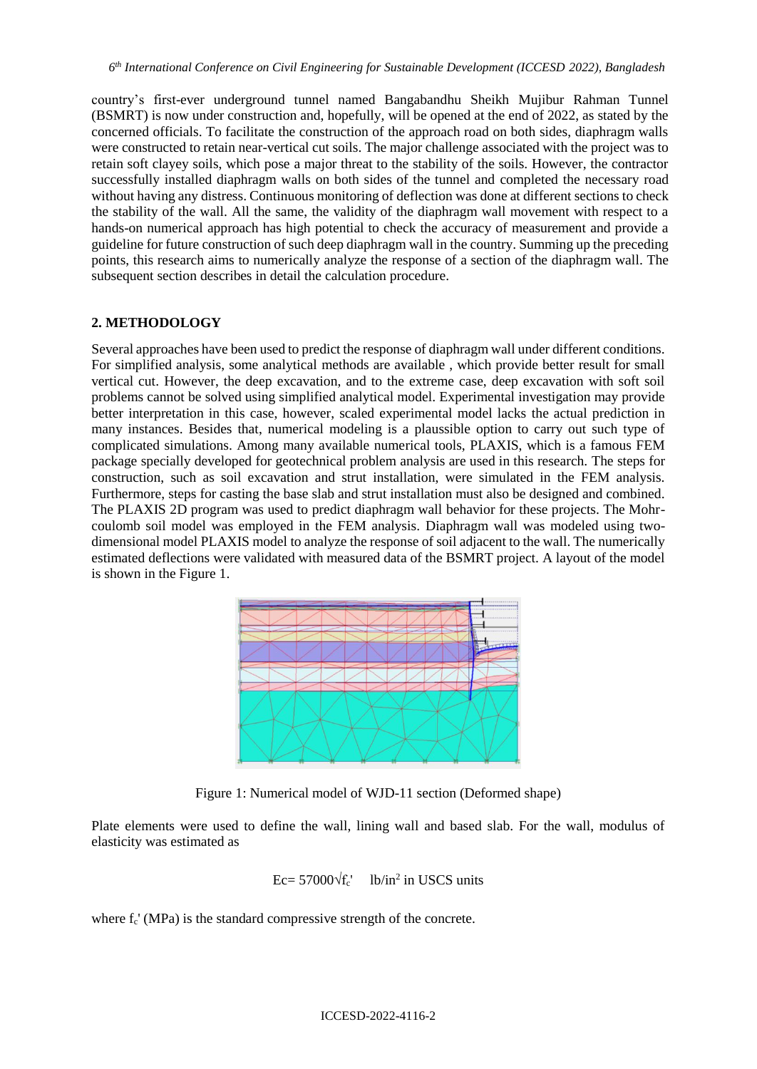country's first-ever underground tunnel named Bangabandhu Sheikh Mujibur Rahman Tunnel (BSMRT) is now under construction and, hopefully, will be opened at the end of 2022, as stated by the concerned officials. To facilitate the construction of the approach road on both sides, diaphragm walls were constructed to retain near-vertical cut soils. The major challenge associated with the project was to retain soft clayey soils, which pose a major threat to the stability of the soils. However, the contractor successfully installed diaphragm walls on both sides of the tunnel and completed the necessary road without having any distress. Continuous monitoring of deflection was done at different sections to check the stability of the wall. All the same, the validity of the diaphragm wall movement with respect to a hands-on numerical approach has high potential to check the accuracy of measurement and provide a guideline for future construction of such deep diaphragm wall in the country. Summing up the preceding points, this research aims to numerically analyze the response of a section of the diaphragm wall. The subsequent section describes in detail the calculation procedure.

## 2. METHODOLOGY

Several approaches have been used to predict the response of diaphragm wall under different conditions. For simplified analysis, some analytical methods are available , which provide better result for small vertical cut. However, the deep excavation, and to the extreme case, deep excavation with soft soil problems cannot be solved using simplified analytical model. Experimental investigation may provide better interpretation in this case, however, scaled experimental model lacks the actual prediction in many instances. Besides that, numerical modeling is a plausible option to carry out such type of complicated simulations. Among many available numerical tools, PLAXIS, which is a famous FEM package specially developed for geotechnical problem analysis are used in this research. The steps for construction, such as soil excavation and strut installation, were simulated in the FEM analysis. Furthermore, steps for casting the base slab and strut installation must also be designed and combined. The PLAXIS 2D program was used to predict diaphragm wall behavior for these projects. The Mohr-coulomb soil model was employed in the FEM analysis. Diaphragm wall was modeled using two-dimensional model PLAXIS model to analyze the response of soil adjacent to the wall. The numerically estimated deflections were validated with measured data of the BSMRT project. A layout of the model is shown in the Figure 1.

Figure 1: Numerical model of WJD-11 section (Deformed shape)

Plate elements were used to define the wall, lining wall and based slab. For the wall, modulus of elasticity was estimated as

$$E_c = 57000\sqrt{f_c'} \quad \text{lb/in}^2 \text{ in USCS units}$$

where $f_c'$ (MPa) is the standard compressive strength of the concrete.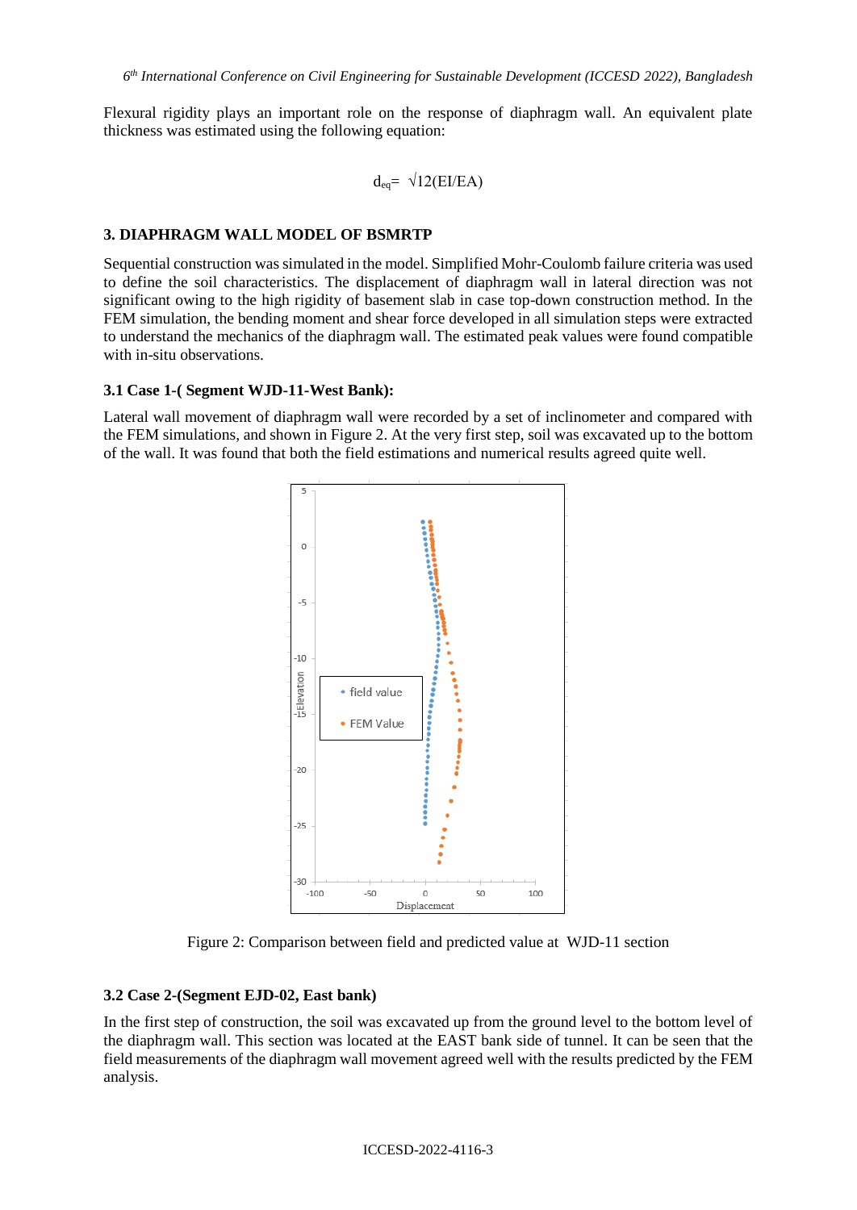Flexural rigidity plays an important role on the response of diaphragm wall. An equivalent plate thickness was estimated using the following equation:

$$d_{eq} = \sqrt{12(EI/EA)}$$

## 3. DIAPHRAGM WALL MODEL OF BSMRTP

Sequential construction was simulated in the model. Simplified Mohr-Coulomb failure criteria was used to define the soil characteristics. The displacement of diaphragm wall in lateral direction was not significant owing to the high rigidity of basement slab in case top-down construction method. In the FEM simulation, the bending moment and shear force developed in all simulation steps were extracted to understand the mechanics of the diaphragm wall. The estimated peak values were found compatible with in-situ observations.

### 3.1 Case 1-( Segment WJD-11-West Bank):

Lateral wall movement of diaphragm wall were recorded by a set of inclinometer and compared with the FEM simulations, and shown in Figure 2. At the very first step, soil was excavated up to the bottom of the wall. It was found that both the field estimations and numerical results agreed quite well.

Figure 2: Comparison between field and predicted value at WJD-11 section

### 3.2 Case 2-(Segment EJD-02, East bank)

In the first step of construction, the soil was excavated up from the ground level to the bottom level of the diaphragm wall. This section was located at the EAST bank side of tunnel. It can be seen that the field measurements of the diaphragm wall movement agreed well with the results predicted by the FEM analysis.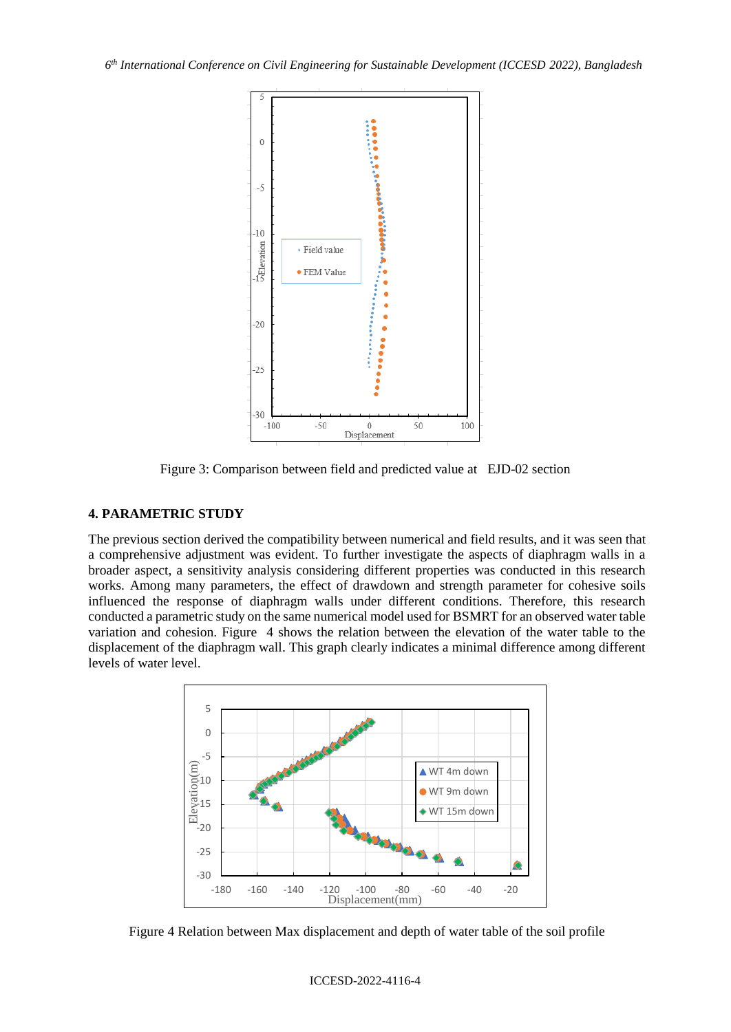Figure 3: Comparison between field and predicted value at EJD-02 section

## 4. PARAMETRIC STUDY

The previous section derived the compatibility between numerical and field results, and it was seen that a comprehensive adjustment was evident. To further investigate the aspects of diaphragm walls in a broader aspect, a sensitivity analysis considering different properties was conducted in this research works. Among many parameters, the effect of drawdown and strength parameter for cohesive soils influenced the response of diaphragm walls under different conditions. Therefore, this research conducted a parametric study on the same numerical model used for BSMRT for an observed water table variation and cohesion. Figure 4 shows the relation between the elevation of the water table to the displacement of the diaphragm wall. This graph clearly indicates a minimal difference among different levels of water level.

Figure 4 Relation between Max displacement and depth of water table of the soil profile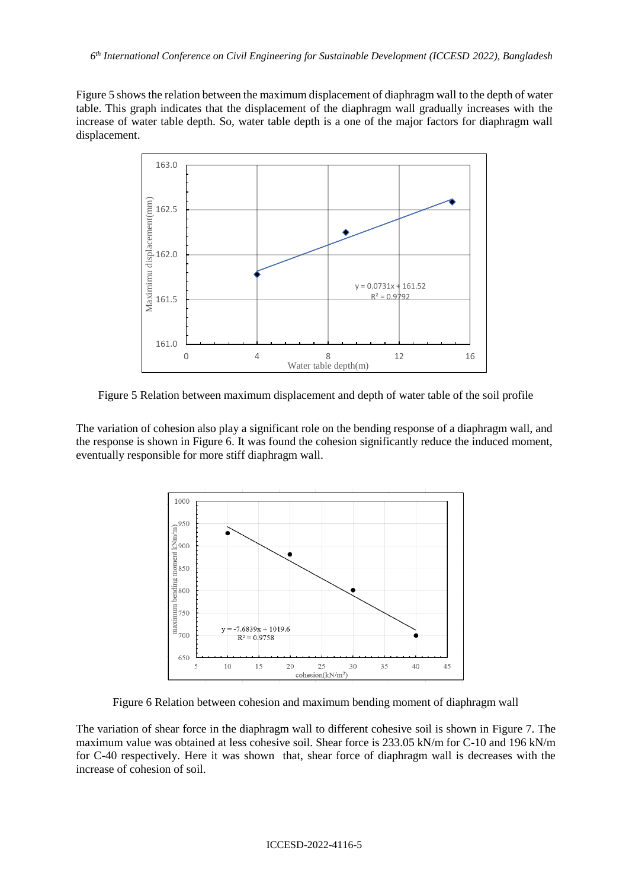Figure 5 shows the relation between the maximum displacement of diaphragm wall to the depth of water table. This graph indicates that the displacement of the diaphragm wall gradually increases with the increase of water table depth. So, water table depth is a one of the major factors for diaphragm wall displacement.

Figure 5 Relation between maximum displacement and depth of water table of the soil profile

The variation of cohesion also play a significant role on the bending response of a diaphragm wall, and the response is shown in Figure 6. It was found the cohesion significantly reduce the induced moment, eventually responsible for more stiff diaphragm wall.

Figure 6 Relation between cohesion and maximum bending moment of diaphragm wall

The variation of shear force in the diaphragm wall to different cohesive soil is shown in Figure 7. The maximum value was obtained at less cohesive soil. Shear force is 233.05 kN/m for C-10 and 196 kN/m for C-40 respectively. Here it was shown that, shear force of diaphragm wall is decreases with the increase of cohesion of soil.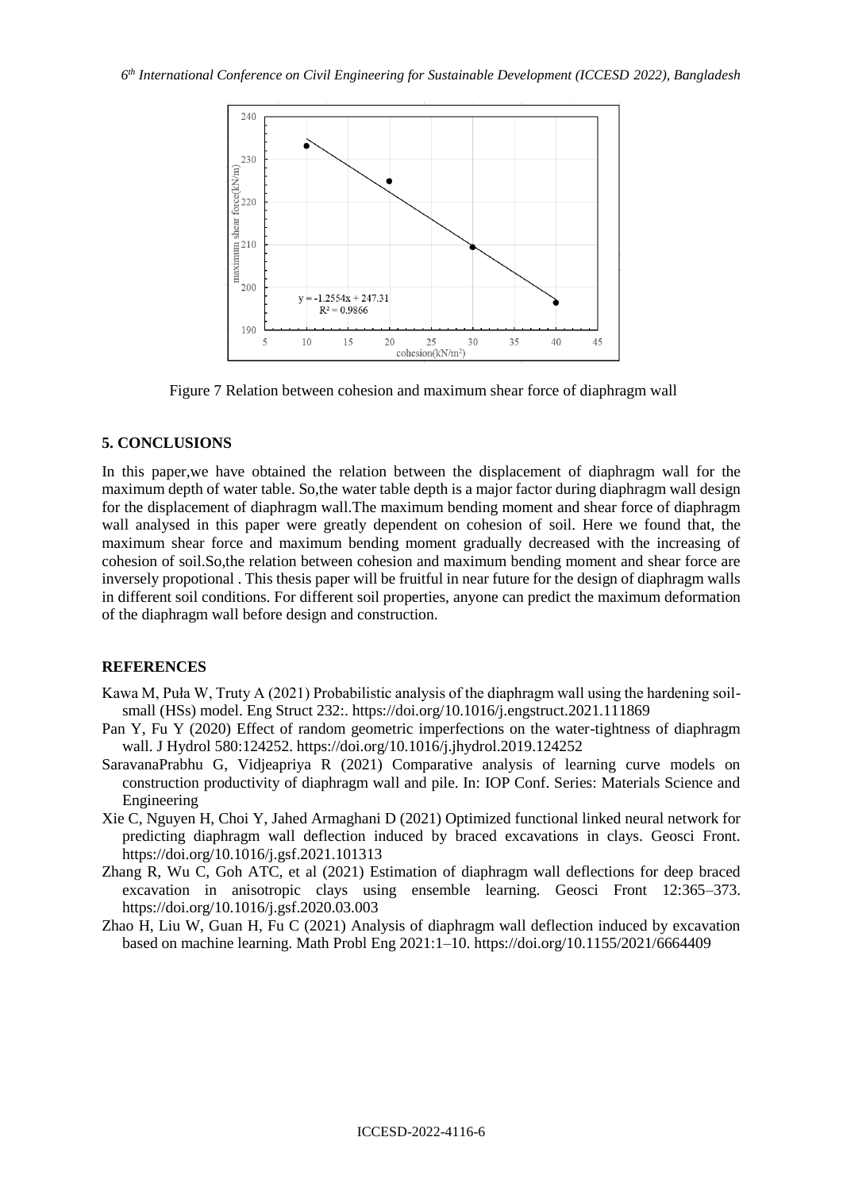240
230
220
210
200
190

maximum shear force(kN/m)

5 10 15 20 25 30 35 40 45

cohesion(kN/m²)

$y = -1.2554x + 247.31$
$R^2 = 0.9866$

Figure 7 Relation between cohesion and maximum shear force of diaphragm wall

## 5. CONCLUSIONS

In this paper,we have obtained the relation between the displacement of diaphragm wall for the maximum depth of water table. So,the water table depth is a major factor during diaphragm wall design for the displacement of diaphragm wall.The maximum bending moment and shear force of diaphragm wall analysed in this paper were greatly dependent on cohesion of soil. Here we found that, the maximum shear force and maximum bending moment gradually decreased with the increasing of cohesion of soil.So,the relation between cohesion and maximum bending moment and shear force are inversely propotional . This thesis paper will be fruitful in near future for the design of diaphragm walls in different soil conditions. For different soil properties, anyone can predict the maximum deformation of the diaphragm wall before design and construction.

## REFERENCES

Kawa M, Puła W, Truty A (2021) Probabilistic analysis of the diaphragm wall using the hardening soil-small (HSs) model. Eng Struct 232:. https://doi.org/10.1016/j.engstruct.2021.111869

Pan Y, Fu Y (2020) Effect of random geometric imperfections on the water-tightness of diaphragm wall. J Hydrol 580:124252. https://doi.org/10.1016/j.jhydrol.2019.124252

SaravanaPrabhu G, Vidjeapriya R (2021) Comparative analysis of learning curve models on construction productivity of diaphragm wall and pile. In: IOP Conf. Series: Materials Science and Engineering

Xie C, Nguyen H, Choi Y, Jahed Armaghani D (2021) Optimized functional linked neural network for predicting diaphragm wall deflection induced by braced excavations in clays. Geosci Front. https://doi.org/10.1016/j.gsf.2021.101313

Zhang R, Wu C, Goh ATC, et al (2021) Estimation of diaphragm wall deflections for deep braced excavation in anisotropic clays using ensemble learning. Geosci Front 12:365–373. https://doi.org/10.1016/j.gsf.2020.03.003

Zhao H, Liu W, Guan H, Fu C (2021) Analysis of diaphragm wall deflection induced by excavation based on machine learning. Math Probl Eng 2021:1–10. https://doi.org/10.1155/2021/6664409